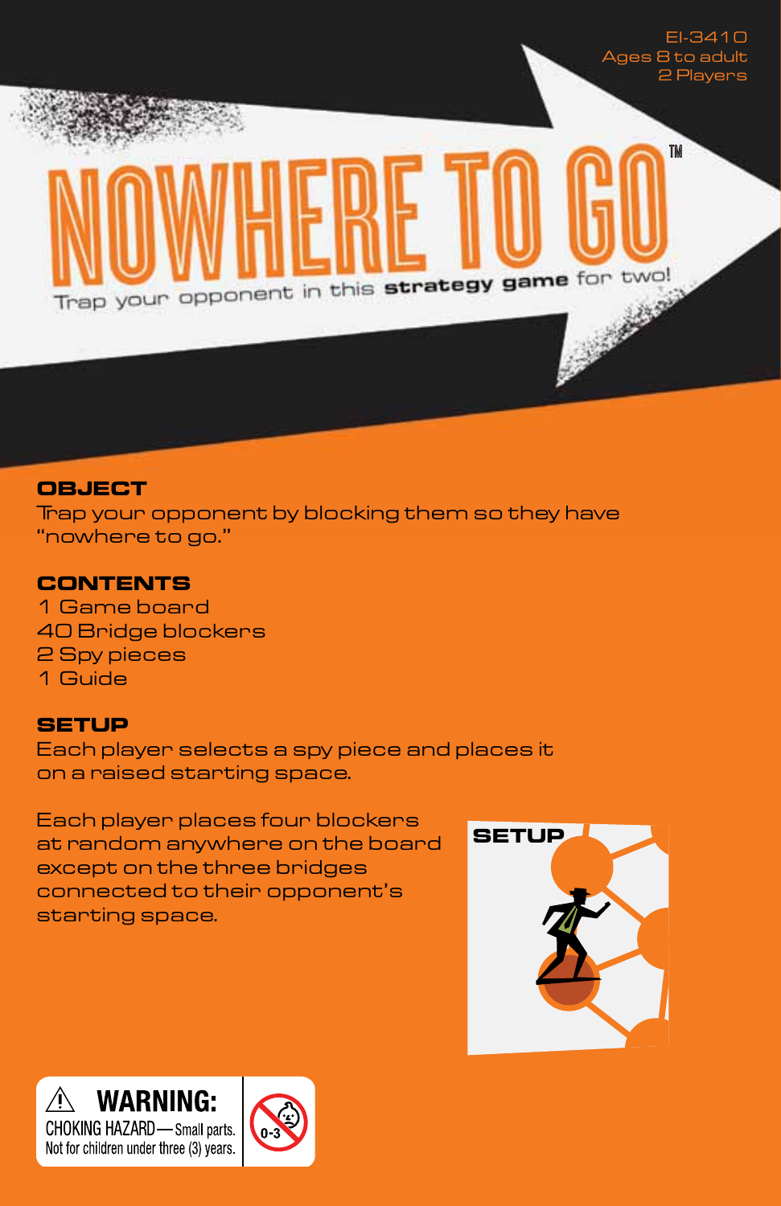EI-3410
Ages 8 to adult
2 Players

# NOWHERE TO GO™

Trap your opponent in this **strategy game** for two!

## OBJECT

Trap your opponent by blocking them so they have "nowhere to go."

## CONTENTS

1 Game board
40 Bridge blockers
2 Spy pieces
1 Guide

## SETUP

Each player selects a spy piece and places it on a raised starting space.

Each player places four blockers at random anywhere on the board except on the three bridges connected to their opponent's starting space.

SETUP

⚠ **WARNING:**
CHOKING HAZARD—Small parts.
Not for children under three (3) years.

0-3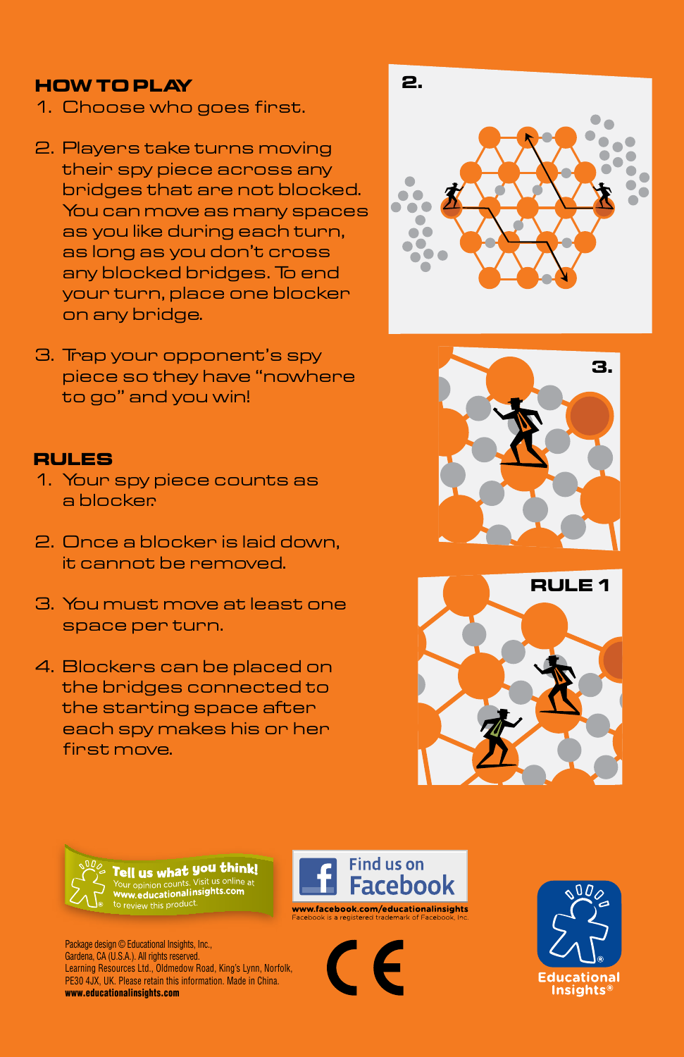## HOW TO PLAY

1. Choose who goes first.
2. Players take turns moving their spy piece across any bridges that are not blocked. You can move as many spaces as you like during each turn, as long as you don't cross any blocked bridges. To end your turn, place one blocker on any bridge.
3. Trap your opponent's spy piece so they have "nowhere to go" and you win!

2.

3.

## RULES

1. Your spy piece counts as a blocker.
2. Once a blocker is laid down, it cannot be removed.
3. You must move at least one space per turn.
4. Blockers can be placed on the bridges connected to the starting space after each spy makes his or her first move.

RULE 1

Tell us what you think! Your opinion counts. Visit us online at www.educationalinsights.com to review this product.

Find us on Facebook
www.facebook.com/educationalinsights
Facebook is a registered trademark of Facebook, Inc.

Package design © Educational Insights, Inc., Gardena, CA (U.S.A.). All rights reserved.
Learning Resources Ltd., Oldmedow Road, King's Lynn, Norfolk, PE30 4JX, UK. Please retain this information. Made in China.
**www.educationalinsights.com**

CE

Educational Insights®